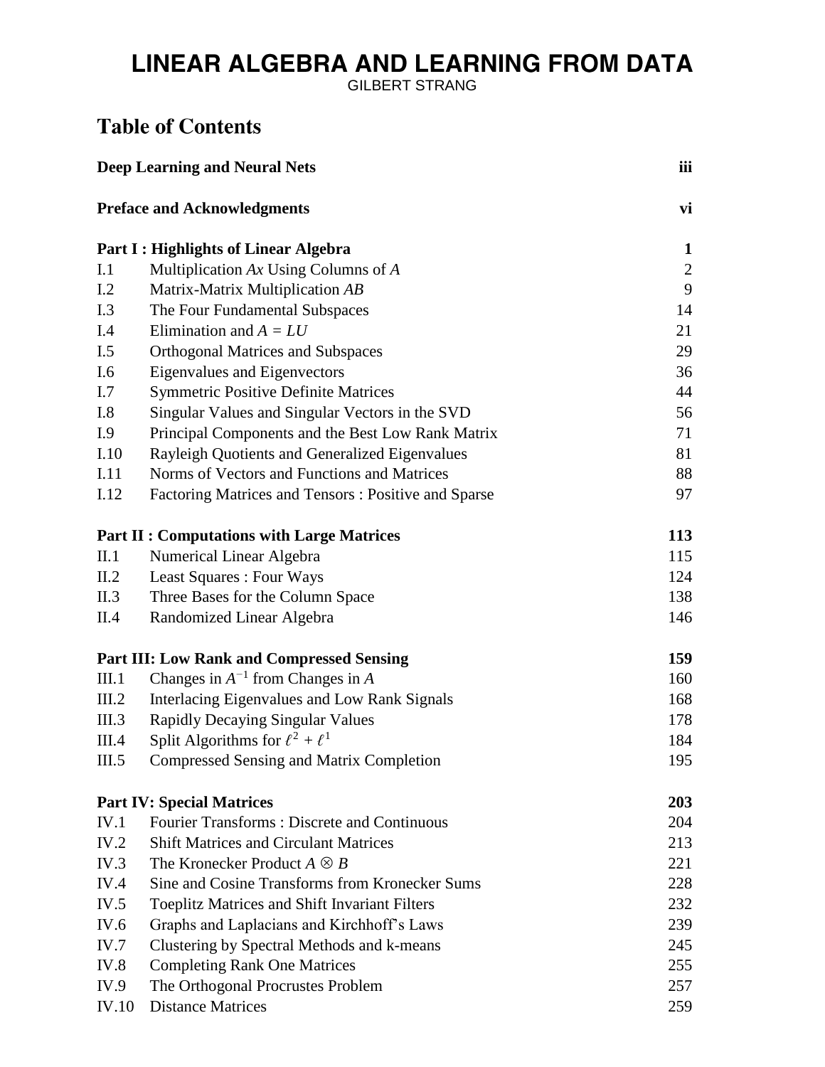# LINEAR ALGEBRA AND LEARNING FROM DATA

GILBERT STRANG

## Table of Contents

| | | |
|---|---|---|
| **Deep Learning and Neural Nets** | | **iii** |
| **Preface and Acknowledgments** | | **vi** |
| **Part I : Highlights of Linear Algebra** | | **1** |
| I.1 | Multiplication $Ax$ Using Columns of $A$ | 2 |
| I.2 | Matrix-Matrix Multiplication $AB$ | 9 |
| I.3 | The Four Fundamental Subspaces | 14 |
| I.4 | Elimination and $A = LU$ | 21 |
| I.5 | Orthogonal Matrices and Subspaces | 29 |
| I.6 | Eigenvalues and Eigenvectors | 36 |
| I.7 | Symmetric Positive Definite Matrices | 44 |
| I.8 | Singular Values and Singular Vectors in the SVD | 56 |
| I.9 | Principal Components and the Best Low Rank Matrix | 71 |
| I.10 | Rayleigh Quotients and Generalized Eigenvalues | 81 |
| I.11 | Norms of Vectors and Functions and Matrices | 88 |
| I.12 | Factoring Matrices and Tensors : Positive and Sparse | 97 |
| **Part II : Computations with Large Matrices** | | **113** |
| II.1 | Numerical Linear Algebra | 115 |
| II.2 | Least Squares : Four Ways | 124 |
| II.3 | Three Bases for the Column Space | 138 |
| II.4 | Randomized Linear Algebra | 146 |
| **Part III: Low Rank and Compressed Sensing** | | **159** |
| III.1 | Changes in $A^{-1}$ from Changes in $A$ | 160 |
| III.2 | Interlacing Eigenvalues and Low Rank Signals | 168 |
| III.3 | Rapidly Decaying Singular Values | 178 |
| III.4 | Split Algorithms for $\ell^2 + \ell^1$ | 184 |
| III.5 | Compressed Sensing and Matrix Completion | 195 |
| **Part IV: Special Matrices** | | **203** |
| IV.1 | Fourier Transforms : Discrete and Continuous | 204 |
| IV.2 | Shift Matrices and Circulant Matrices | 213 |
| IV.3 | The Kronecker Product $A \otimes B$ | 221 |
| IV.4 | Sine and Cosine Transforms from Kronecker Sums | 228 |
| IV.5 | Toeplitz Matrices and Shift Invariant Filters | 232 |
| IV.6 | Graphs and Laplacians and Kirchhoff's Laws | 239 |
| IV.7 | Clustering by Spectral Methods and k-means | 245 |
| IV.8 | Completing Rank One Matrices | 255 |
| IV.9 | The Orthogonal Procrustes Problem | 257 |
| IV.10 | Distance Matrices | 259 |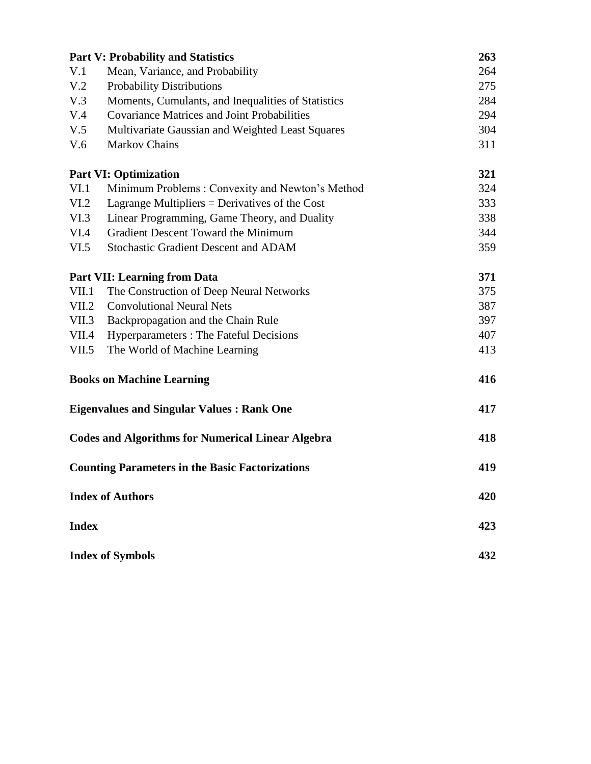| | | |
|---|---|---|
| **Part V: Probability and Statistics** | | **263** |
| V.1 | Mean, Variance, and Probability | 264 |
| V.2 | Probability Distributions | 275 |
| V.3 | Moments, Cumulants, and Inequalities of Statistics | 284 |
| V.4 | Covariance Matrices and Joint Probabilities | 294 |
| V.5 | Multivariate Gaussian and Weighted Least Squares | 304 |
| V.6 | Markov Chains | 311 |
| **Part VI: Optimization** | | **321** |
| VI.1 | Minimum Problems : Convexity and Newton's Method | 324 |
| VI.2 | Lagrange Multipliers = Derivatives of the Cost | 333 |
| VI.3 | Linear Programming, Game Theory, and Duality | 338 |
| VI.4 | Gradient Descent Toward the Minimum | 344 |
| VI.5 | Stochastic Gradient Descent and ADAM | 359 |
| **Part VII: Learning from Data** | | **371** |
| VII.1 | The Construction of Deep Neural Networks | 375 |
| VII.2 | Convolutional Neural Nets | 387 |
| VII.3 | Backpropagation and the Chain Rule | 397 |
| VII.4 | Hyperparameters : The Fateful Decisions | 407 |
| VII.5 | The World of Machine Learning | 413 |
| **Books on Machine Learning** | | **416** |
| **Eigenvalues and Singular Values : Rank One** | | **417** |
| **Codes and Algorithms for Numerical Linear Algebra** | | **418** |
| **Counting Parameters in the Basic Factorizations** | | **419** |
| **Index of Authors** | | **420** |
| **Index** | | **423** |
| **Index of Symbols** | | **432** |